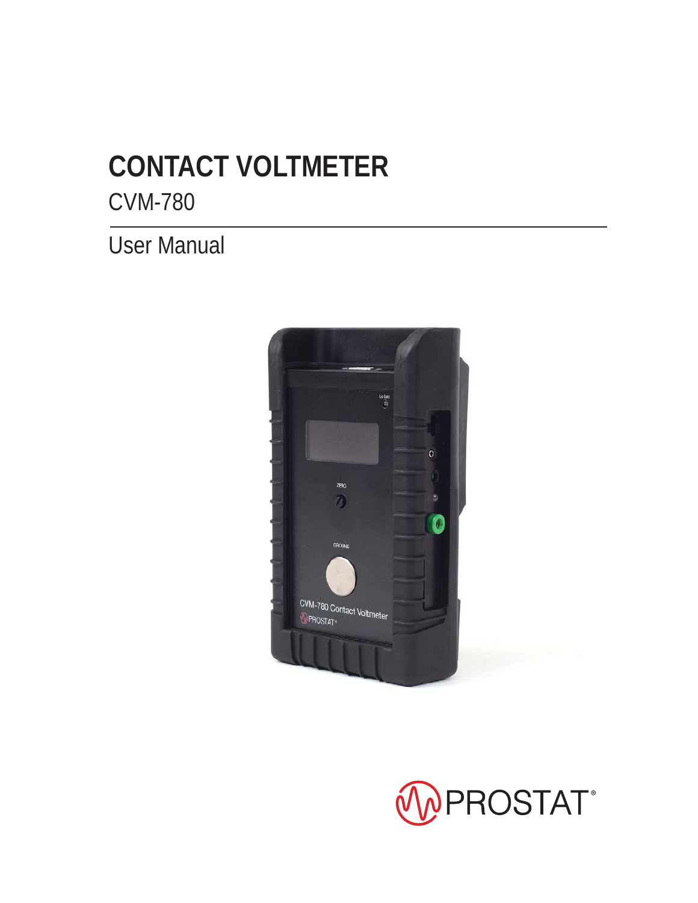# CONTACT VOLTMETER

CVM-780

---

User Manual

PROSTAT®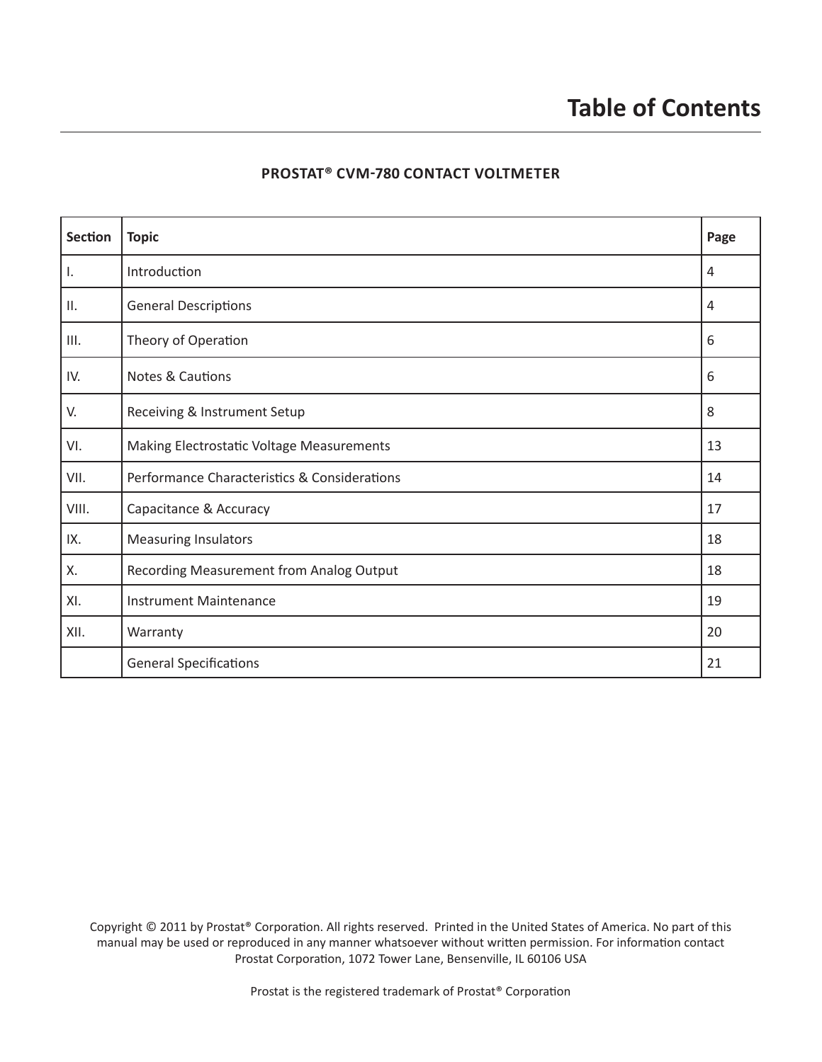# Table of Contents

**PROSTAT® CVM-780 CONTACT VOLTMETER**

| Section | Topic | Page |
|---|---|---|
| I. | Introduction | 4 |
| II. | General Descriptions | 4 |
| III. | Theory of Operation | 6 |
| IV. | Notes & Cautions | 6 |
| V. | Receiving & Instrument Setup | 8 |
| VI. | Making Electrostatic Voltage Measurements | 13 |
| VII. | Performance Characteristics & Considerations | 14 |
| VIII. | Capacitance & Accuracy | 17 |
| IX. | Measuring Insulators | 18 |
| X. | Recording Measurement from Analog Output | 18 |
| XI. | Instrument Maintenance | 19 |
| XII. | Warranty | 20 |
| | General Specifications | 21 |

Copyright © 2011 by Prostat® Corporation. All rights reserved. Printed in the United States of America. No part of this manual may be used or reproduced in any manner whatsoever without written permission. For information contact Prostat Corporation, 1072 Tower Lane, Bensenville, IL 60106 USA

Prostat is the registered trademark of Prostat® Corporation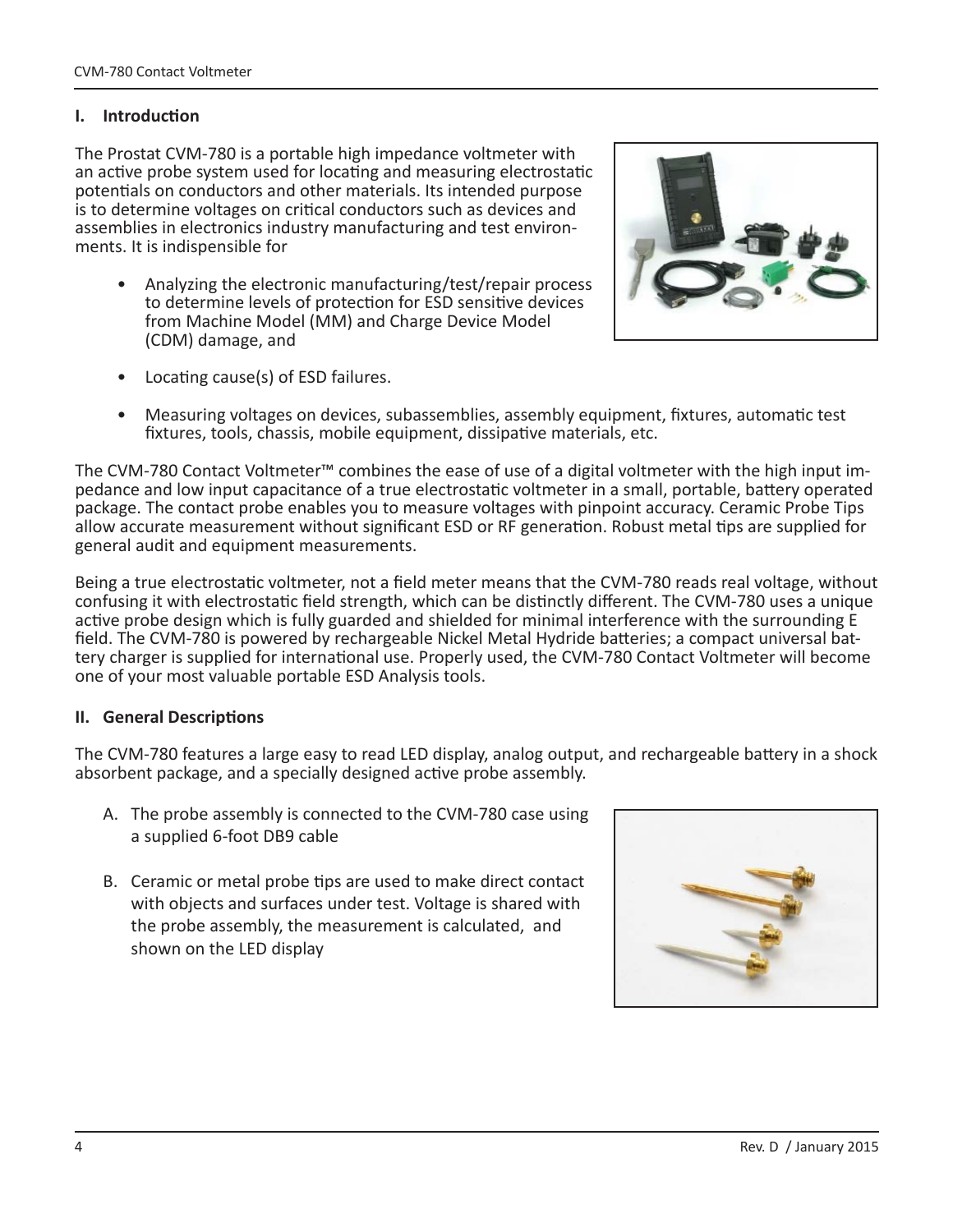## I. Introduction

The Prostat CVM-780 is a portable high impedance voltmeter with an active probe system used for locating and measuring electrostatic potentials on conductors and other materials. Its intended purpose is to determine voltages on critical conductors such as devices and assemblies in electronics industry manufacturing and test environments. It is indispensible for

- Analyzing the electronic manufacturing/test/repair process to determine levels of protection for ESD sensitive devices from Machine Model (MM) and Charge Device Model (CDM) damage, and
- Locating cause(s) of ESD failures.
- Measuring voltages on devices, subassemblies, assembly equipment, fixtures, automatic test fixtures, tools, chassis, mobile equipment, dissipative materials, etc.

The CVM-780 Contact Voltmeter™ combines the ease of use of a digital voltmeter with the high input impedance and low input capacitance of a true electrostatic voltmeter in a small, portable, battery operated package. The contact probe enables you to measure voltages with pinpoint accuracy. Ceramic Probe Tips allow accurate measurement without significant ESD or RF generation. Robust metal tips are supplied for general audit and equipment measurements.

Being a true electrostatic voltmeter, not a field meter means that the CVM-780 reads real voltage, without confusing it with electrostatic field strength, which can be distinctly different. The CVM-780 uses a unique active probe design which is fully guarded and shielded for minimal interference with the surrounding E field. The CVM-780 is powered by rechargeable Nickel Metal Hydride batteries; a compact universal battery charger is supplied for international use. Properly used, the CVM-780 Contact Voltmeter will become one of your most valuable portable ESD Analysis tools.

## II. General Descriptions

The CVM-780 features a large easy to read LED display, analog output, and rechargeable battery in a shock absorbent package, and a specially designed active probe assembly.

A. The probe assembly is connected to the CVM-780 case using a supplied 6-foot DB9 cable

B. Ceramic or metal probe tips are used to make direct contact with objects and surfaces under test. Voltage is shared with the probe assembly, the measurement is calculated, and shown on the LED display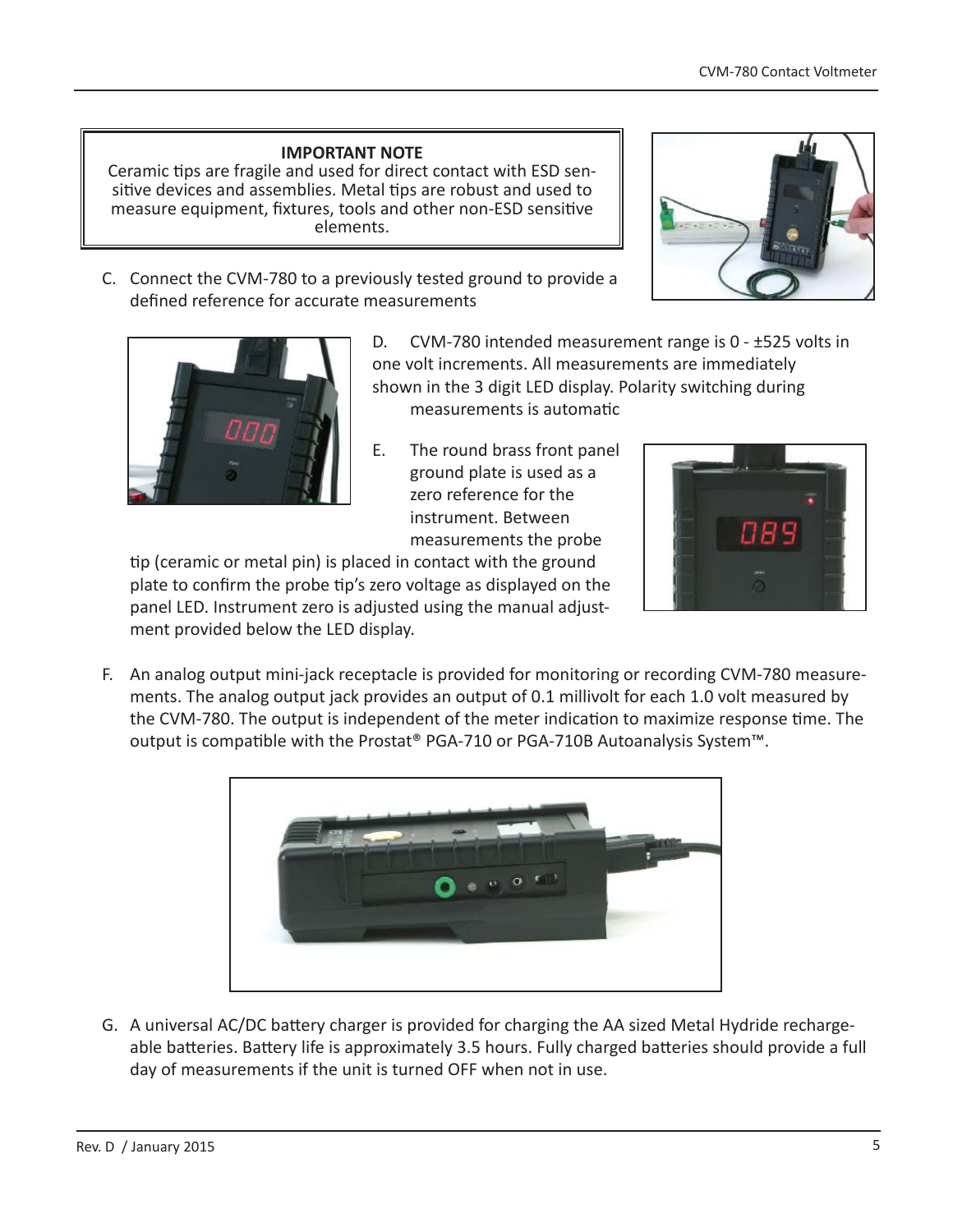**IMPORTANT NOTE**

Ceramic tips are fragile and used for direct contact with ESD sensitive devices and assemblies. Metal tips are robust and used to measure equipment, fixtures, tools and other non-ESD sensitive elements.

C. Connect the CVM-780 to a previously tested ground to provide a defined reference for accurate measurements

D. CVM-780 intended measurement range is 0 - ±525 volts in one volt increments. All measurements are immediately shown in the 3 digit LED display. Polarity switching during measurements is automatic

E. The round brass front panel ground plate is used as a zero reference for the instrument. Between measurements the probe tip (ceramic or metal pin) is placed in contact with the ground plate to confirm the probe tip's zero voltage as displayed on the panel LED. Instrument zero is adjusted using the manual adjustment provided below the LED display.

F. An analog output mini-jack receptacle is provided for monitoring or recording CVM-780 measurements. The analog output jack provides an output of 0.1 millivolt for each 1.0 volt measured by the CVM-780. The output is independent of the meter indication to maximize response time. The output is compatible with the Prostat® PGA-710 or PGA-710B Autoanalysis System™.

G. A universal AC/DC battery charger is provided for charging the AA sized Metal Hydride rechargeable batteries. Battery life is approximately 3.5 hours. Fully charged batteries should provide a full day of measurements if the unit is turned OFF when not in use.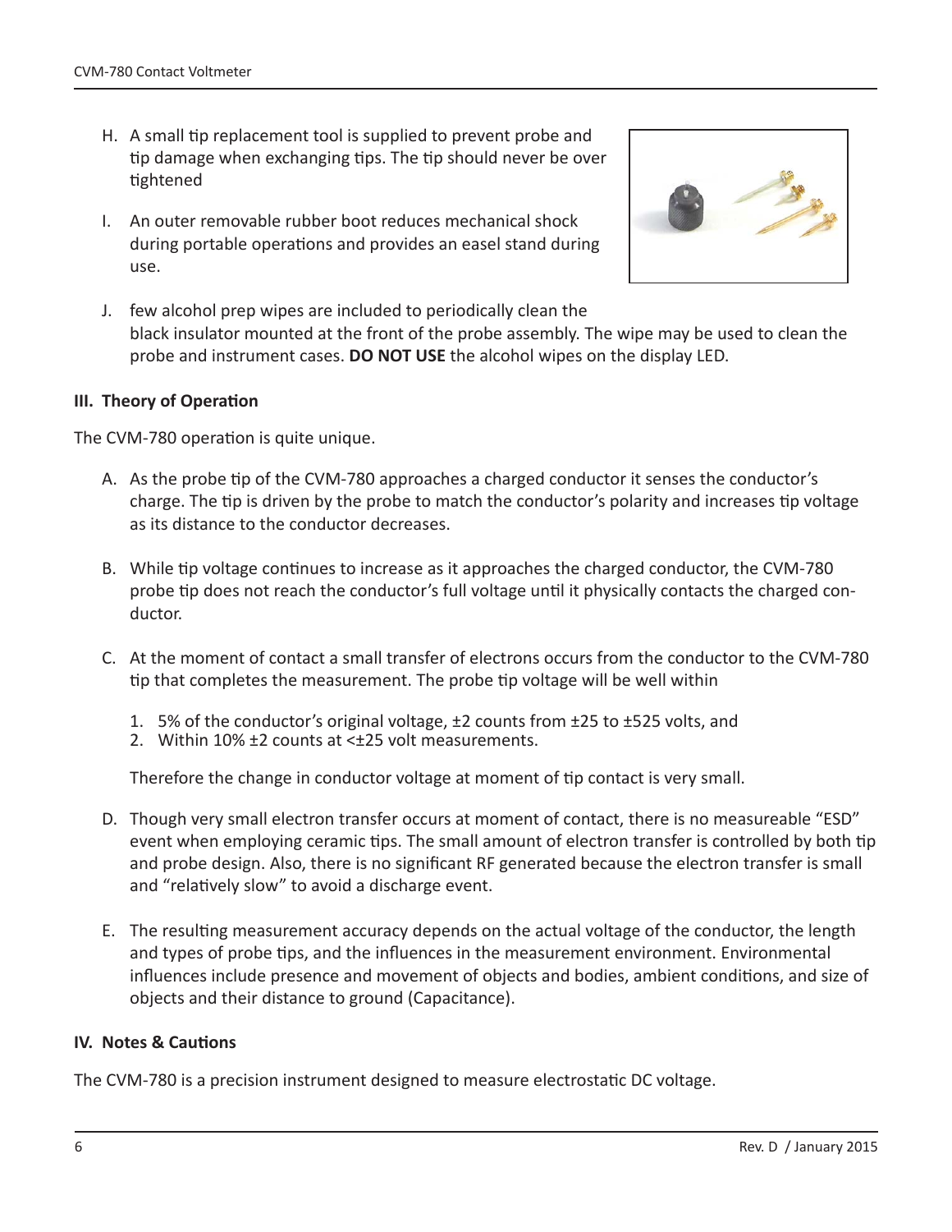H. A small tip replacement tool is supplied to prevent probe and tip damage when exchanging tips. The tip should never be over tightened

I. An outer removable rubber boot reduces mechanical shock during portable operations and provides an easel stand during use.

J. few alcohol prep wipes are included to periodically clean the black insulator mounted at the front of the probe assembly. The wipe may be used to clean the probe and instrument cases. **DO NOT USE** the alcohol wipes on the display LED.

### III. Theory of Operation

The CVM-780 operation is quite unique.

A. As the probe tip of the CVM-780 approaches a charged conductor it senses the conductor's charge. The tip is driven by the probe to match the conductor's polarity and increases tip voltage as its distance to the conductor decreases.

B. While tip voltage continues to increase as it approaches the charged conductor, the CVM-780 probe tip does not reach the conductor's full voltage until it physically contacts the charged conductor.

C. At the moment of contact a small transfer of electrons occurs from the conductor to the CVM-780 tip that completes the measurement. The probe tip voltage will be well within

   1. 5% of the conductor's original voltage, ±2 counts from ±25 to ±525 volts, and
   2. Within 10% ±2 counts at <±25 volt measurements.

   Therefore the change in conductor voltage at moment of tip contact is very small.

D. Though very small electron transfer occurs at moment of contact, there is no measureable "ESD" event when employing ceramic tips. The small amount of electron transfer is controlled by both tip and probe design. Also, there is no significant RF generated because the electron transfer is small and "relatively slow" to avoid a discharge event.

E. The resulting measurement accuracy depends on the actual voltage of the conductor, the length and types of probe tips, and the influences in the measurement environment. Environmental influences include presence and movement of objects and bodies, ambient conditions, and size of objects and their distance to ground (Capacitance).

### IV. Notes & Cautions

The CVM-780 is a precision instrument designed to measure electrostatic DC voltage.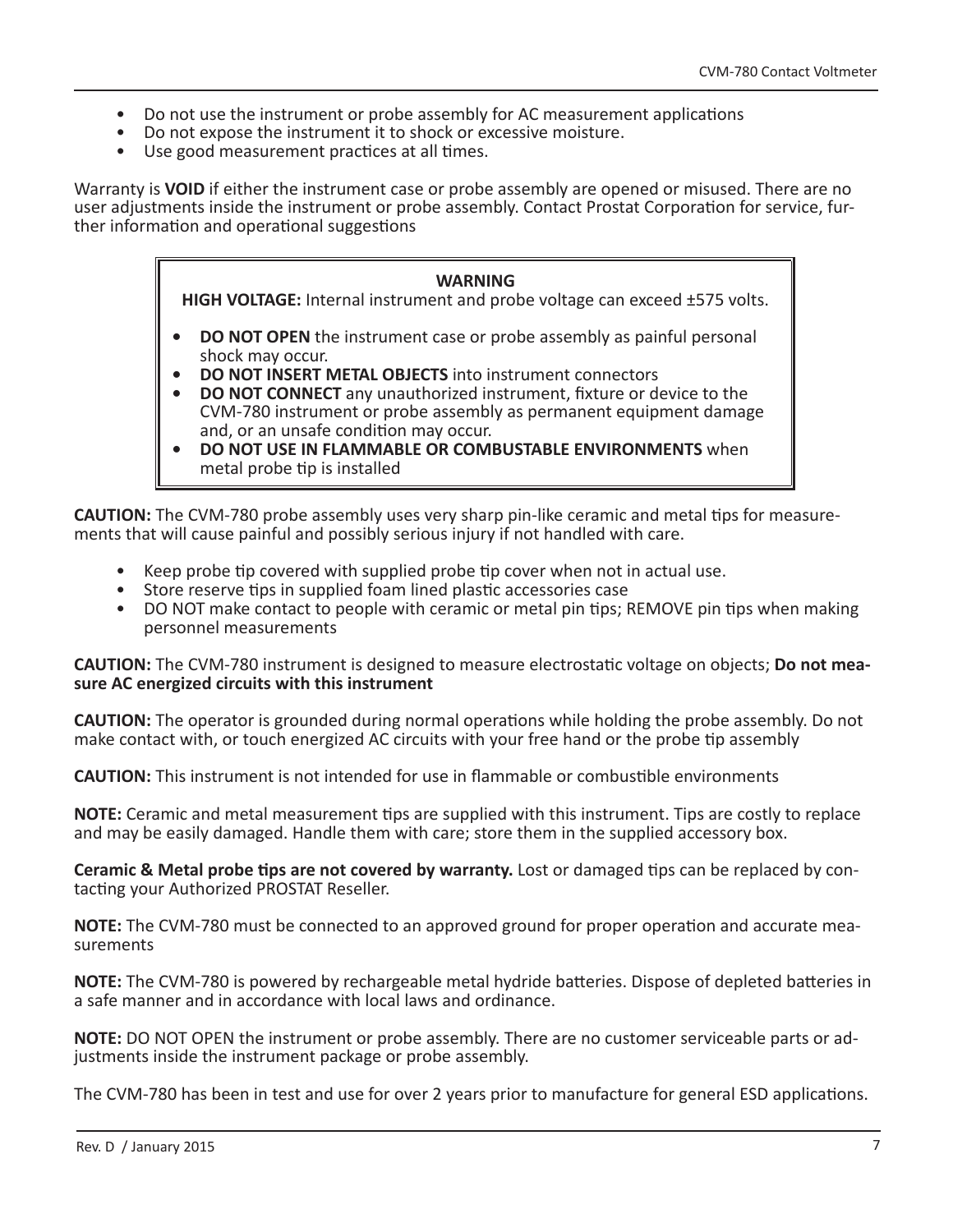- Do not use the instrument or probe assembly for AC measurement applications
- Do not expose the instrument it to shock or excessive moisture.
- Use good measurement practices at all times.

Warranty is **VOID** if either the instrument case or probe assembly are opened or misused. There are no user adjustments inside the instrument or probe assembly. Contact Prostat Corporation for service, further information and operational suggestions

> **WARNING**
>
> **HIGH VOLTAGE:** Internal instrument and probe voltage can exceed ±575 volts.
>
> - **DO NOT OPEN** the instrument case or probe assembly as painful personal shock may occur.
> - **DO NOT INSERT METAL OBJECTS** into instrument connectors
> - **DO NOT CONNECT** any unauthorized instrument, fixture or device to the CVM-780 instrument or probe assembly as permanent equipment damage and, or an unsafe condition may occur.
> - **DO NOT USE IN FLAMMABLE OR COMBUSTABLE ENVIRONMENTS** when metal probe tip is installed

**CAUTION:** The CVM-780 probe assembly uses very sharp pin-like ceramic and metal tips for measurements that will cause painful and possibly serious injury if not handled with care.

- Keep probe tip covered with supplied probe tip cover when not in actual use.
- Store reserve tips in supplied foam lined plastic accessories case
- DO NOT make contact to people with ceramic or metal pin tips; REMOVE pin tips when making personnel measurements

**CAUTION:** The CVM-780 instrument is designed to measure electrostatic voltage on objects; **Do not measure AC energized circuits with this instrument**

**CAUTION:** The operator is grounded during normal operations while holding the probe assembly. Do not make contact with, or touch energized AC circuits with your free hand or the probe tip assembly

**CAUTION:** This instrument is not intended for use in flammable or combustible environments

**NOTE:** Ceramic and metal measurement tips are supplied with this instrument. Tips are costly to replace and may be easily damaged. Handle them with care; store them in the supplied accessory box.

**Ceramic & Metal probe tips are not covered by warranty.** Lost or damaged tips can be replaced by contacting your Authorized PROSTAT Reseller.

**NOTE:** The CVM-780 must be connected to an approved ground for proper operation and accurate measurements

**NOTE:** The CVM-780 is powered by rechargeable metal hydride batteries. Dispose of depleted batteries in a safe manner and in accordance with local laws and ordinance.

**NOTE:** DO NOT OPEN the instrument or probe assembly. There are no customer serviceable parts or adjustments inside the instrument package or probe assembly.

The CVM-780 has been in test and use for over 2 years prior to manufacture for general ESD applications.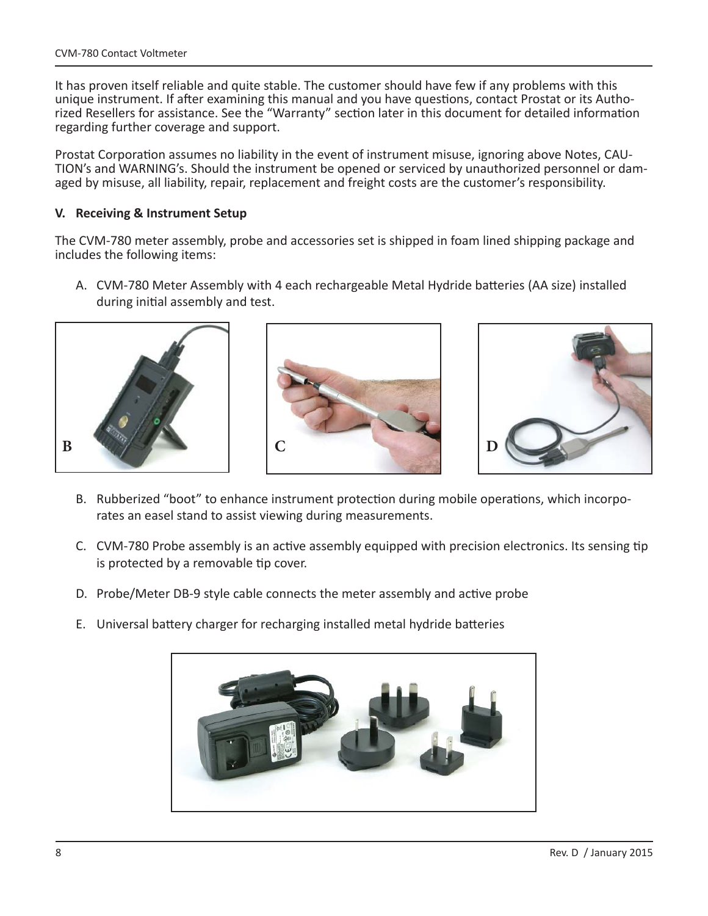It has proven itself reliable and quite stable. The customer should have few if any problems with this unique instrument. If after examining this manual and you have questions, contact Prostat or its Authorized Resellers for assistance. See the "Warranty" section later in this document for detailed information regarding further coverage and support.

Prostat Corporation assumes no liability in the event of instrument misuse, ignoring above Notes, CAUTION's and WARNING's. Should the instrument be opened or serviced by unauthorized personnel or damaged by misuse, all liability, repair, replacement and freight costs are the customer's responsibility.

## V. Receiving & Instrument Setup

The CVM-780 meter assembly, probe and accessories set is shipped in foam lined shipping package and includes the following items:

A. CVM-780 Meter Assembly with 4 each rechargeable Metal Hydride batteries (AA size) installed during initial assembly and test.

B

C

D

B. Rubberized "boot" to enhance instrument protection during mobile operations, which incorporates an easel stand to assist viewing during measurements.

C. CVM-780 Probe assembly is an active assembly equipped with precision electronics. Its sensing tip is protected by a removable tip cover.

D. Probe/Meter DB-9 style cable connects the meter assembly and active probe

E. Universal battery charger for recharging installed metal hydride batteries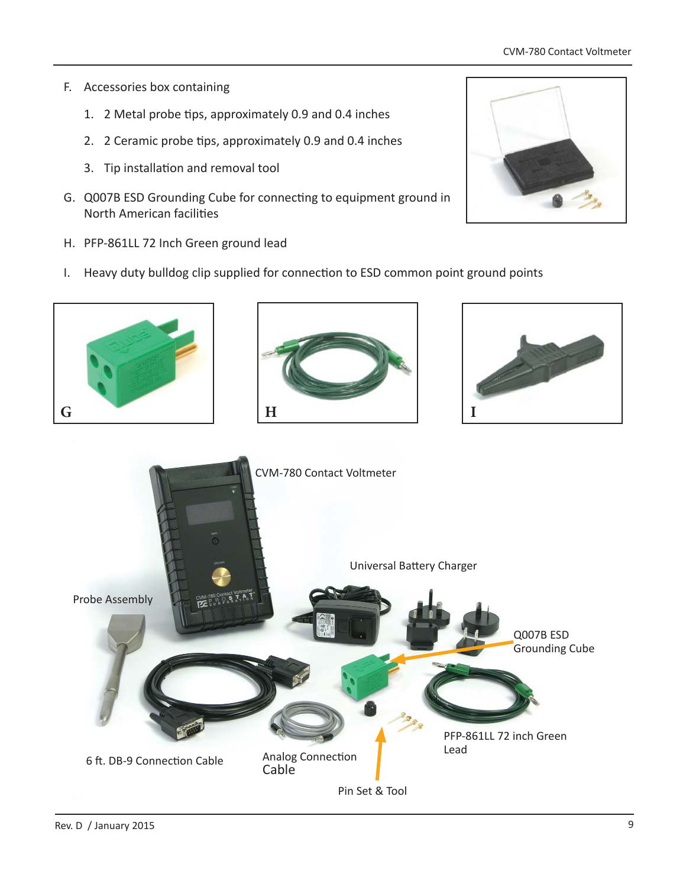F. Accessories box containing

   1. 2 Metal probe tips, approximately 0.9 and 0.4 inches
   2. 2 Ceramic probe tips, approximately 0.9 and 0.4 inches
   3. Tip installation and removal tool

G. Q007B ESD Grounding Cube for connecting to equipment ground in North American facilities

H. PFP-861LL 72 Inch Green ground lead

I. Heavy duty bulldog clip supplied for connection to ESD common point ground points

G

H

I

CVM-780 Contact Voltmeter

Universal Battery Charger

Probe Assembly

Q007B ESD Grounding Cube

PFP-861LL 72 inch Green Lead

6 ft. DB-9 Connection Cable

Analog Connection Cable

Pin Set & Tool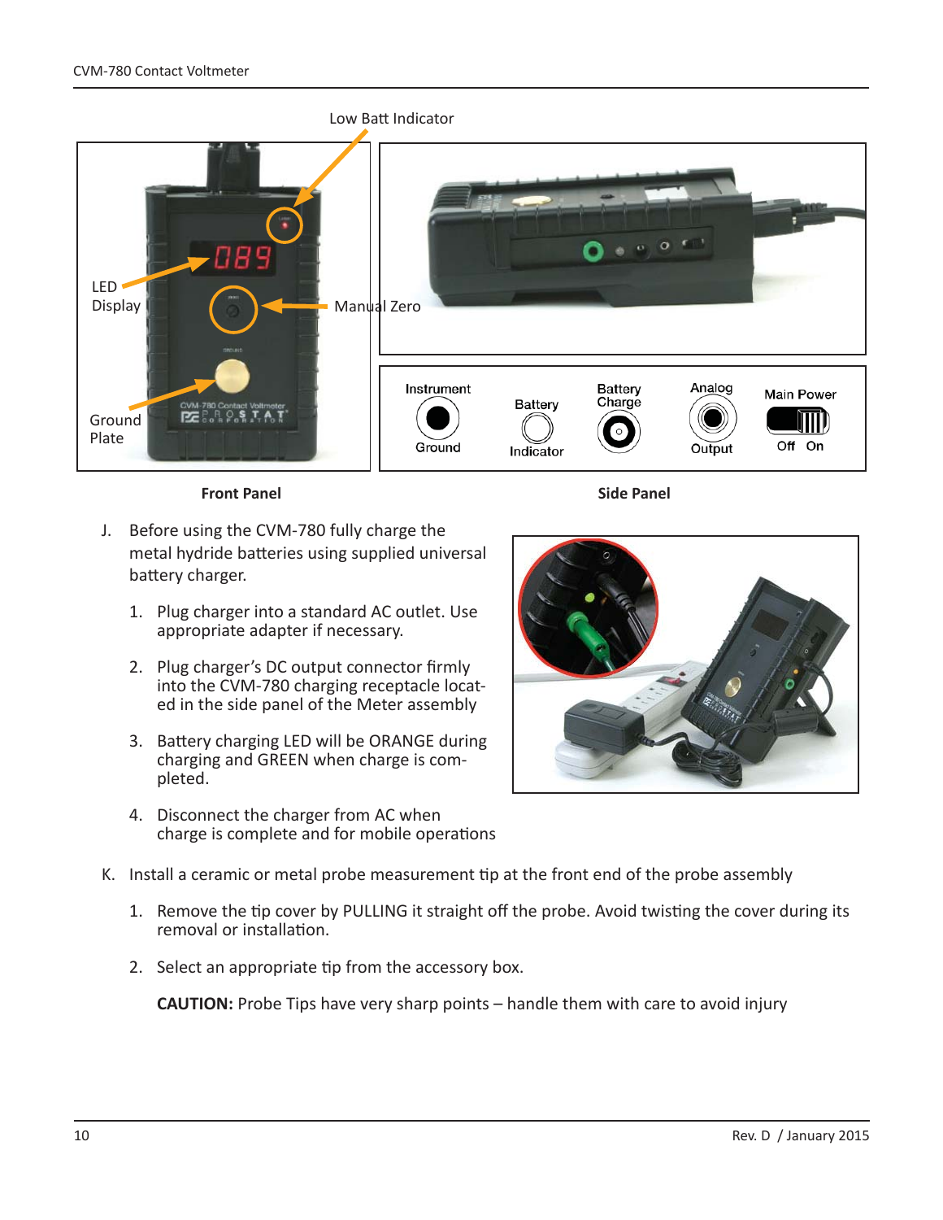Low Batt Indicator

LED Display

Manual Zero

Ground Plate

Instrument Ground | Battery Indicator | Battery Charge | Analog Output | Main Power Off On

**Front Panel** **Side Panel**

J. Before using the CVM-780 fully charge the metal hydride batteries using supplied universal battery charger.

1. Plug charger into a standard AC outlet. Use appropriate adapter if necessary.
2. Plug charger's DC output connector firmly into the CVM-780 charging receptacle located in the side panel of the Meter assembly
3. Battery charging LED will be ORANGE during charging and GREEN when charge is completed.
4. Disconnect the charger from AC when charge is complete and for mobile operations

K. Install a ceramic or metal probe measurement tip at the front end of the probe assembly

1. Remove the tip cover by PULLING it straight off the probe. Avoid twisting the cover during its removal or installation.
2. Select an appropriate tip from the accessory box.

   **CAUTION:** Probe Tips have very sharp points – handle them with care to avoid injury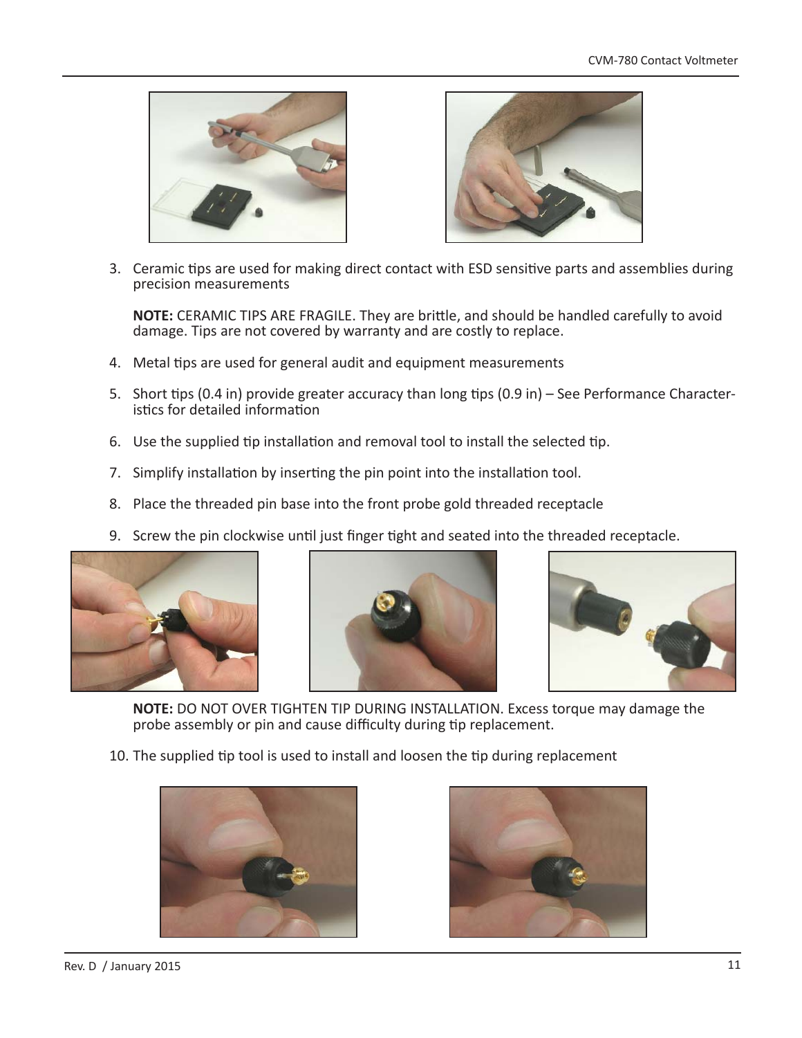3. Ceramic tips are used for making direct contact with ESD sensitive parts and assemblies during precision measurements

   **NOTE:** CERAMIC TIPS ARE FRAGILE. They are brittle, and should be handled carefully to avoid damage. Tips are not covered by warranty and are costly to replace.

4. Metal tips are used for general audit and equipment measurements

5. Short tips (0.4 in) provide greater accuracy than long tips (0.9 in) – See Performance Characteristics for detailed information

6. Use the supplied tip installation and removal tool to install the selected tip.

7. Simplify installation by inserting the pin point into the installation tool.

8. Place the threaded pin base into the front probe gold threaded receptacle

9. Screw the pin clockwise until just finger tight and seated into the threaded receptacle.

   **NOTE:** DO NOT OVER TIGHTEN TIP DURING INSTALLATION. Excess torque may damage the probe assembly or pin and cause difficulty during tip replacement.

10. The supplied tip tool is used to install and loosen the tip during replacement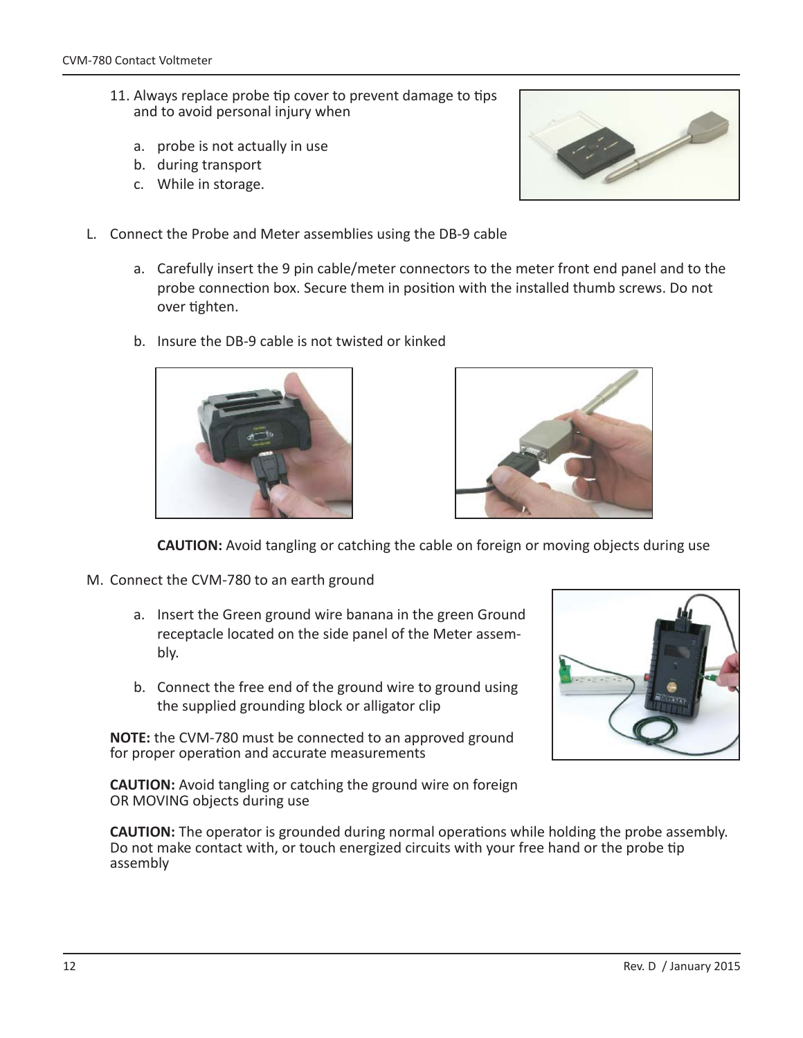11. Always replace probe tip cover to prevent damage to tips and to avoid personal injury when

    a. probe is not actually in use
    b. during transport
    c. While in storage.

L. Connect the Probe and Meter assemblies using the DB-9 cable

    a. Carefully insert the 9 pin cable/meter connectors to the meter front end panel and to the probe connection box. Secure them in position with the installed thumb screws. Do not over tighten.

    b. Insure the DB-9 cable is not twisted or kinked

**CAUTION:** Avoid tangling or catching the cable on foreign or moving objects during use

M. Connect the CVM-780 to an earth ground

    a. Insert the Green ground wire banana in the green Ground receptacle located on the side panel of the Meter assembly.

    b. Connect the free end of the ground wire to ground using the supplied grounding block or alligator clip

**NOTE:** the CVM-780 must be connected to an approved ground for proper operation and accurate measurements

**CAUTION:** Avoid tangling or catching the ground wire on foreign OR MOVING objects during use

**CAUTION:** The operator is grounded during normal operations while holding the probe assembly. Do not make contact with, or touch energized circuits with your free hand or the probe tip assembly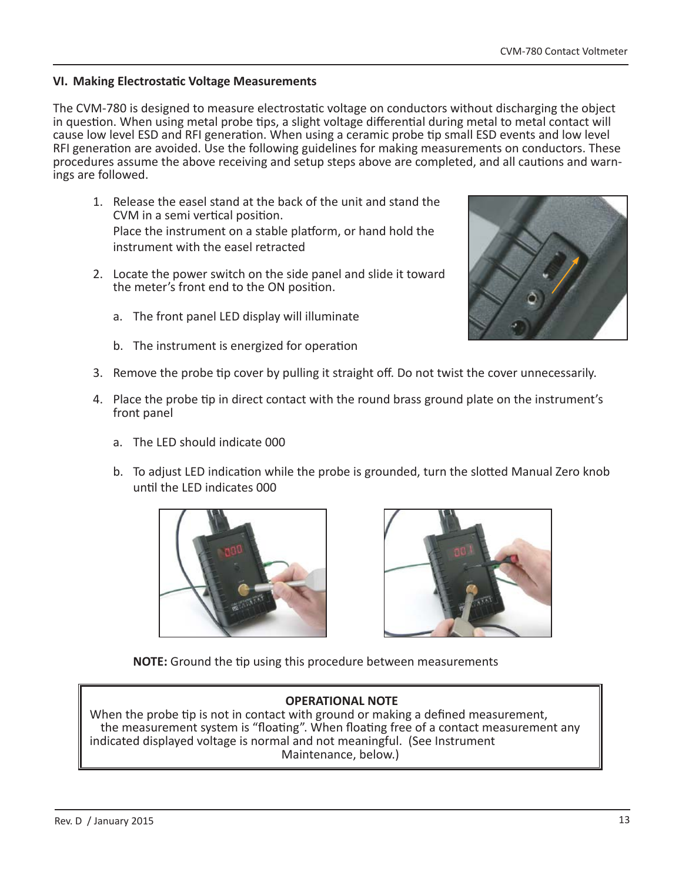## VI. Making Electrostatic Voltage Measurements

The CVM-780 is designed to measure electrostatic voltage on conductors without discharging the object in question. When using metal probe tips, a slight voltage differential during metal to metal contact will cause low level ESD and RFI generation. When using a ceramic probe tip small ESD events and low level RFI generation are avoided. Use the following guidelines for making measurements on conductors. These procedures assume the above receiving and setup steps above are completed, and all cautions and warnings are followed.

1. Release the easel stand at the back of the unit and stand the CVM in a semi vertical position.
   Place the instrument on a stable platform, or hand hold the instrument with the easel retracted

2. Locate the power switch on the side panel and slide it toward the meter's front end to the ON position.

   a. The front panel LED display will illuminate

   b. The instrument is energized for operation

3. Remove the probe tip cover by pulling it straight off. Do not twist the cover unnecessarily.

4. Place the probe tip in direct contact with the round brass ground plate on the instrument's front panel

   a. The LED should indicate 000

   b. To adjust LED indication while the probe is grounded, turn the slotted Manual Zero knob until the LED indicates 000

**NOTE:** Ground the tip using this procedure between measurements

**OPERATIONAL NOTE**

When the probe tip is not in contact with ground or making a defined measurement, the measurement system is "floating". When floating free of a contact measurement any indicated displayed voltage is normal and not meaningful. (See Instrument Maintenance, below.)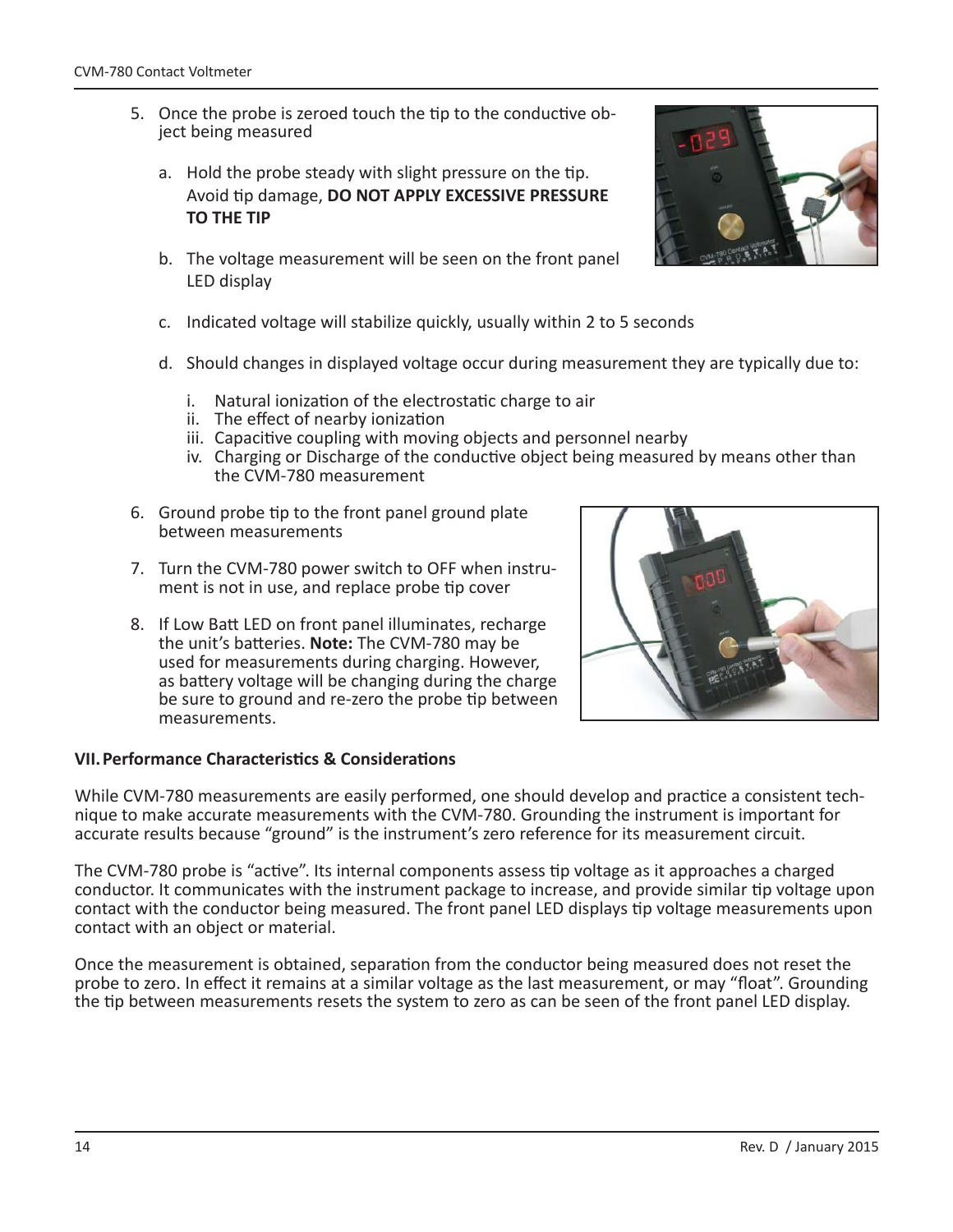5. Once the probe is zeroed touch the tip to the conductive object being measured

   a. Hold the probe steady with slight pressure on the tip. Avoid tip damage, **DO NOT APPLY EXCESSIVE PRESSURE TO THE TIP**

   b. The voltage measurement will be seen on the front panel LED display

   c. Indicated voltage will stabilize quickly, usually within 2 to 5 seconds

   d. Should changes in displayed voltage occur during measurement they are typically due to:

      i. Natural ionization of the electrostatic charge to air
      ii. The effect of nearby ionization
      iii. Capacitive coupling with moving objects and personnel nearby
      iv. Charging or Discharge of the conductive object being measured by means other than the CVM-780 measurement

6. Ground probe tip to the front panel ground plate between measurements

7. Turn the CVM-780 power switch to OFF when instrument is not in use, and replace probe tip cover

8. If Low Batt LED on front panel illuminates, recharge the unit's batteries. **Note:** The CVM-780 may be used for measurements during charging. However, as battery voltage will be changing during the charge be sure to ground and re-zero the probe tip between measurements.

### VII. Performance Characteristics & Considerations

While CVM-780 measurements are easily performed, one should develop and practice a consistent technique to make accurate measurements with the CVM-780. Grounding the instrument is important for accurate results because "ground" is the instrument's zero reference for its measurement circuit.

The CVM-780 probe is "active". Its internal components assess tip voltage as it approaches a charged conductor. It communicates with the instrument package to increase, and provide similar tip voltage upon contact with the conductor being measured. The front panel LED displays tip voltage measurements upon contact with an object or material.

Once the measurement is obtained, separation from the conductor being measured does not reset the probe to zero. In effect it remains at a similar voltage as the last measurement, or may "float". Grounding the tip between measurements resets the system to zero as can be seen of the front panel LED display.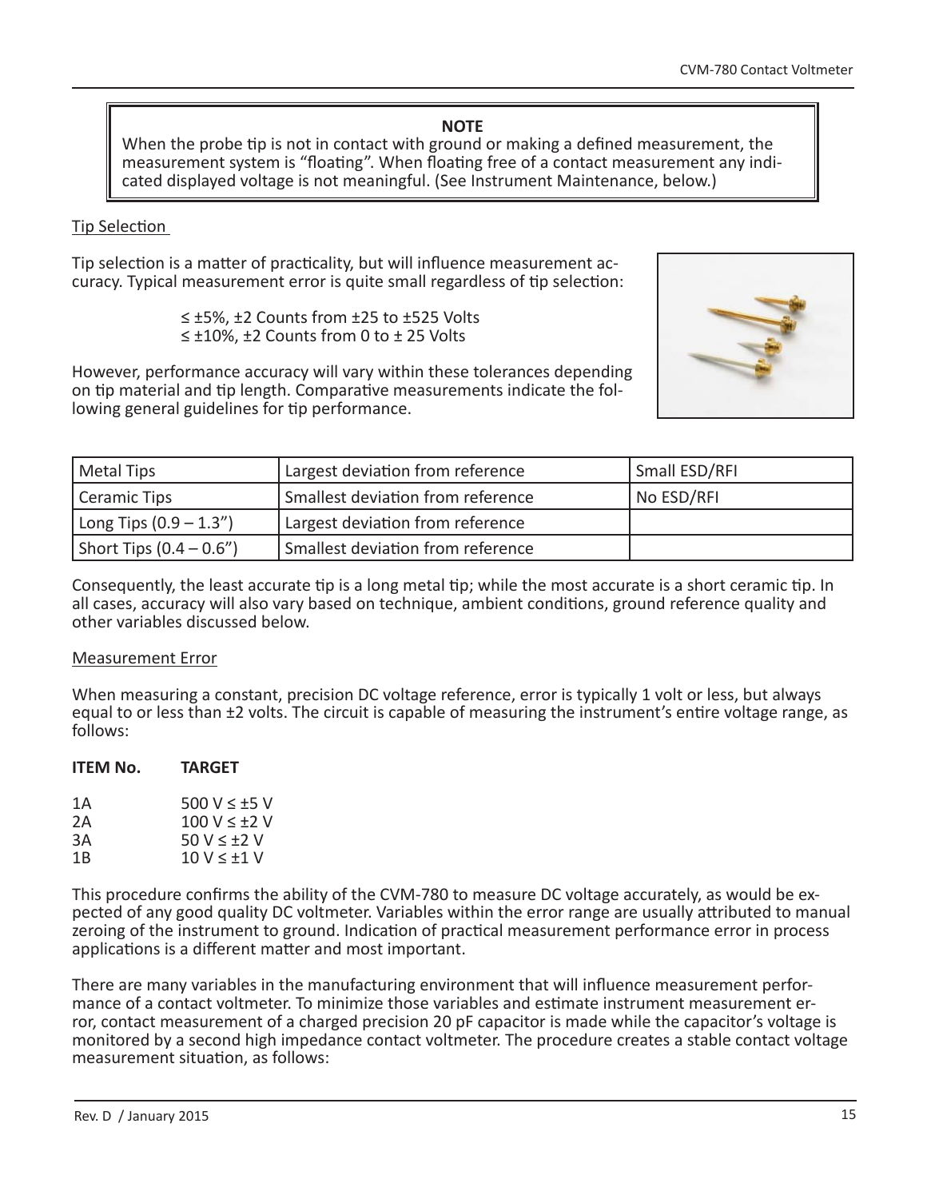> **NOTE**
> When the probe tip is not in contact with ground or making a defined measurement, the measurement system is "floating". When floating free of a contact measurement any indicated displayed voltage is not meaningful. (See Instrument Maintenance, below.)

Tip Selection

Tip selection is a matter of practicality, but will influence measurement accuracy. Typical measurement error is quite small regardless of tip selection:

≤ ±5%, ±2 Counts from ±25 to ±525 Volts
≤ ±10%, ±2 Counts from 0 to ± 25 Volts

However, performance accuracy will vary within these tolerances depending on tip material and tip length. Comparative measurements indicate the following general guidelines for tip performance.

| Metal Tips | Largest deviation from reference | Small ESD/RFI |
|---|---|---|
| Ceramic Tips | Smallest deviation from reference | No ESD/RFI |
| Long Tips (0.9 – 1.3") | Largest deviation from reference | |
| Short Tips (0.4 – 0.6") | Smallest deviation from reference | |

Consequently, the least accurate tip is a long metal tip; while the most accurate is a short ceramic tip. In all cases, accuracy will also vary based on technique, ambient conditions, ground reference quality and other variables discussed below.

Measurement Error

When measuring a constant, precision DC voltage reference, error is typically 1 volt or less, but always equal to or less than ±2 volts. The circuit is capable of measuring the instrument's entire voltage range, as follows:

| **ITEM No.** | **TARGET** |
|---|---|
| 1A | 500 V ≤ ±5 V |
| 2A | 100 V ≤ ±2 V |
| 3A | 50 V ≤ ±2 V |
| 1B | 10 V ≤ ±1 V |

This procedure confirms the ability of the CVM-780 to measure DC voltage accurately, as would be expected of any good quality DC voltmeter. Variables within the error range are usually attributed to manual zeroing of the instrument to ground. Indication of practical measurement performance error in process applications is a different matter and most important.

There are many variables in the manufacturing environment that will influence measurement performance of a contact voltmeter. To minimize those variables and estimate instrument measurement error, contact measurement of a charged precision 20 pF capacitor is made while the capacitor's voltage is monitored by a second high impedance contact voltmeter. The procedure creates a stable contact voltage measurement situation, as follows: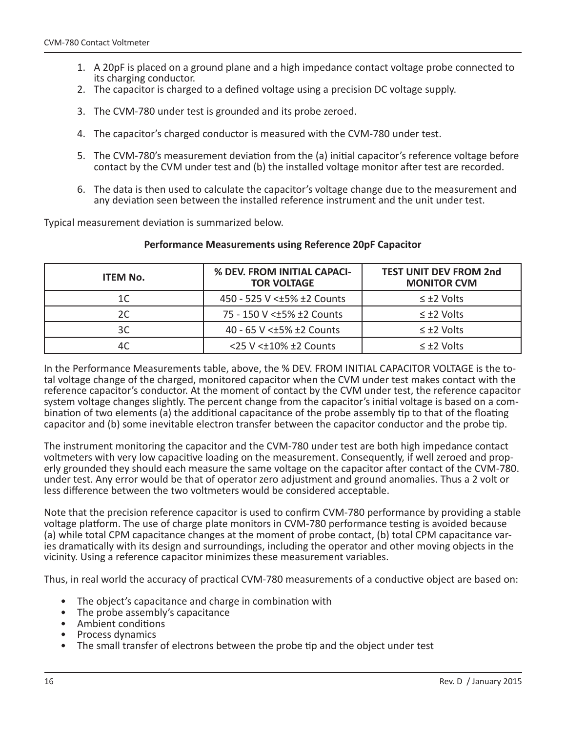1. A 20pF is placed on a ground plane and a high impedance contact voltage probe connected to its charging conductor.
2. The capacitor is charged to a defined voltage using a precision DC voltage supply.
3. The CVM-780 under test is grounded and its probe zeroed.
4. The capacitor's charged conductor is measured with the CVM-780 under test.
5. The CVM-780's measurement deviation from the (a) initial capacitor's reference voltage before contact by the CVM under test and (b) the installed voltage monitor after test are recorded.
6. The data is then used to calculate the capacitor's voltage change due to the measurement and any deviation seen between the installed reference instrument and the unit under test.

Typical measurement deviation is summarized below.

**Performance Measurements using Reference 20pF Capacitor**

| ITEM No. | % DEV. FROM INITIAL CAPACITOR VOLTAGE | TEST UNIT DEV FROM 2nd MONITOR CVM |
|---|---|---|
| 1C | 450 - 525 V <±5% ±2 Counts | ≤ ±2 Volts |
| 2C | 75 - 150 V <±5% ±2 Counts | ≤ ±2 Volts |
| 3C | 40 - 65 V <±5% ±2 Counts | ≤ ±2 Volts |
| 4C | <25 V <±10% ±2 Counts | ≤ ±2 Volts |

In the Performance Measurements table, above, the % DEV. FROM INITIAL CAPACITOR VOLTAGE is the total voltage change of the charged, monitored capacitor when the CVM under test makes contact with the reference capacitor's conductor. At the moment of contact by the CVM under test, the reference capacitor system voltage changes slightly. The percent change from the capacitor's initial voltage is based on a combination of two elements (a) the additional capacitance of the probe assembly tip to that of the floating capacitor and (b) some inevitable electron transfer between the capacitor conductor and the probe tip.

The instrument monitoring the capacitor and the CVM-780 under test are both high impedance contact voltmeters with very low capacitive loading on the measurement. Consequently, if well zeroed and properly grounded they should each measure the same voltage on the capacitor after contact of the CVM-780. under test. Any error would be that of operator zero adjustment and ground anomalies. Thus a 2 volt or less difference between the two voltmeters would be considered acceptable.

Note that the precision reference capacitor is used to confirm CVM-780 performance by providing a stable voltage platform. The use of charge plate monitors in CVM-780 performance testing is avoided because (a) while total CPM capacitance changes at the moment of probe contact, (b) total CPM capacitance varies dramatically with its design and surroundings, including the operator and other moving objects in the vicinity. Using a reference capacitor minimizes these measurement variables.

Thus, in real world the accuracy of practical CVM-780 measurements of a conductive object are based on:

- The object's capacitance and charge in combination with
- The probe assembly's capacitance
- Ambient conditions
- Process dynamics
- The small transfer of electrons between the probe tip and the object under test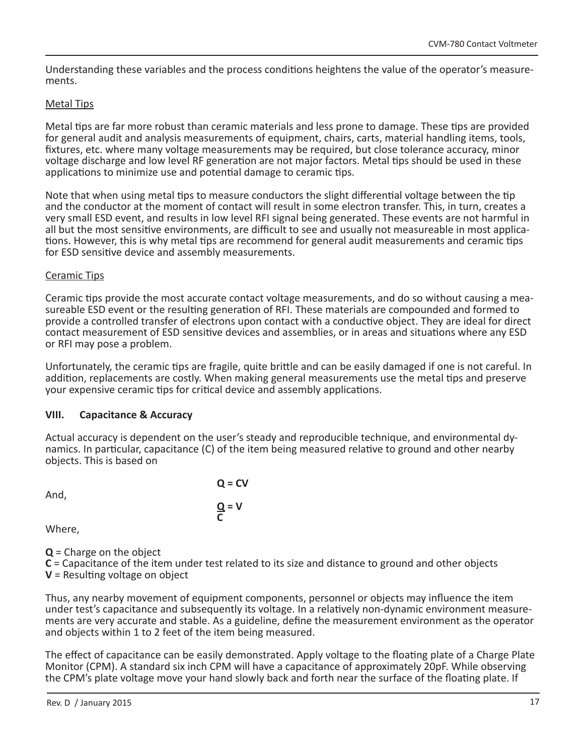Understanding these variables and the process conditions heightens the value of the operator's measurements.

Metal Tips

Metal tips are far more robust than ceramic materials and less prone to damage. These tips are provided for general audit and analysis measurements of equipment, chairs, carts, material handling items, tools, fixtures, etc. where many voltage measurements may be required, but close tolerance accuracy, minor voltage discharge and low level RF generation are not major factors. Metal tips should be used in these applications to minimize use and potential damage to ceramic tips.

Note that when using metal tips to measure conductors the slight differential voltage between the tip and the conductor at the moment of contact will result in some electron transfer. This, in turn, creates a very small ESD event, and results in low level RFI signal being generated. These events are not harmful in all but the most sensitive environments, are difficult to see and usually not measureable in most applications. However, this is why metal tips are recommend for general audit measurements and ceramic tips for ESD sensitive device and assembly measurements.

Ceramic Tips

Ceramic tips provide the most accurate contact voltage measurements, and do so without causing a measureable ESD event or the resulting generation of RFI. These materials are compounded and formed to provide a controlled transfer of electrons upon contact with a conductive object. They are ideal for direct contact measurement of ESD sensitive devices and assemblies, or in areas and situations where any ESD or RFI may pose a problem.

Unfortunately, the ceramic tips are fragile, quite brittle and can be easily damaged if one is not careful. In addition, replacements are costly. When making general measurements use the metal tips and preserve your expensive ceramic tips for critical device and assembly applications.

## VIII. Capacitance & Accuracy

Actual accuracy is dependent on the user's steady and reproducible technique, and environmental dynamics. In particular, capacitance (C) of the item being measured relative to ground and other nearby objects. This is based on

$$\mathbf{Q = CV}$$

And,

$$\mathbf{\frac{Q}{C} = V}$$

Where,

**Q** = Charge on the object
**C** = Capacitance of the item under test related to its size and distance to ground and other objects
**V** = Resulting voltage on object

Thus, any nearby movement of equipment components, personnel or objects may influence the item under test's capacitance and subsequently its voltage. In a relatively non-dynamic environment measurements are very accurate and stable. As a guideline, define the measurement environment as the operator and objects within 1 to 2 feet of the item being measured.

The effect of capacitance can be easily demonstrated. Apply voltage to the floating plate of a Charge Plate Monitor (CPM). A standard six inch CPM will have a capacitance of approximately 20pF. While observing the CPM's plate voltage move your hand slowly back and forth near the surface of the floating plate. If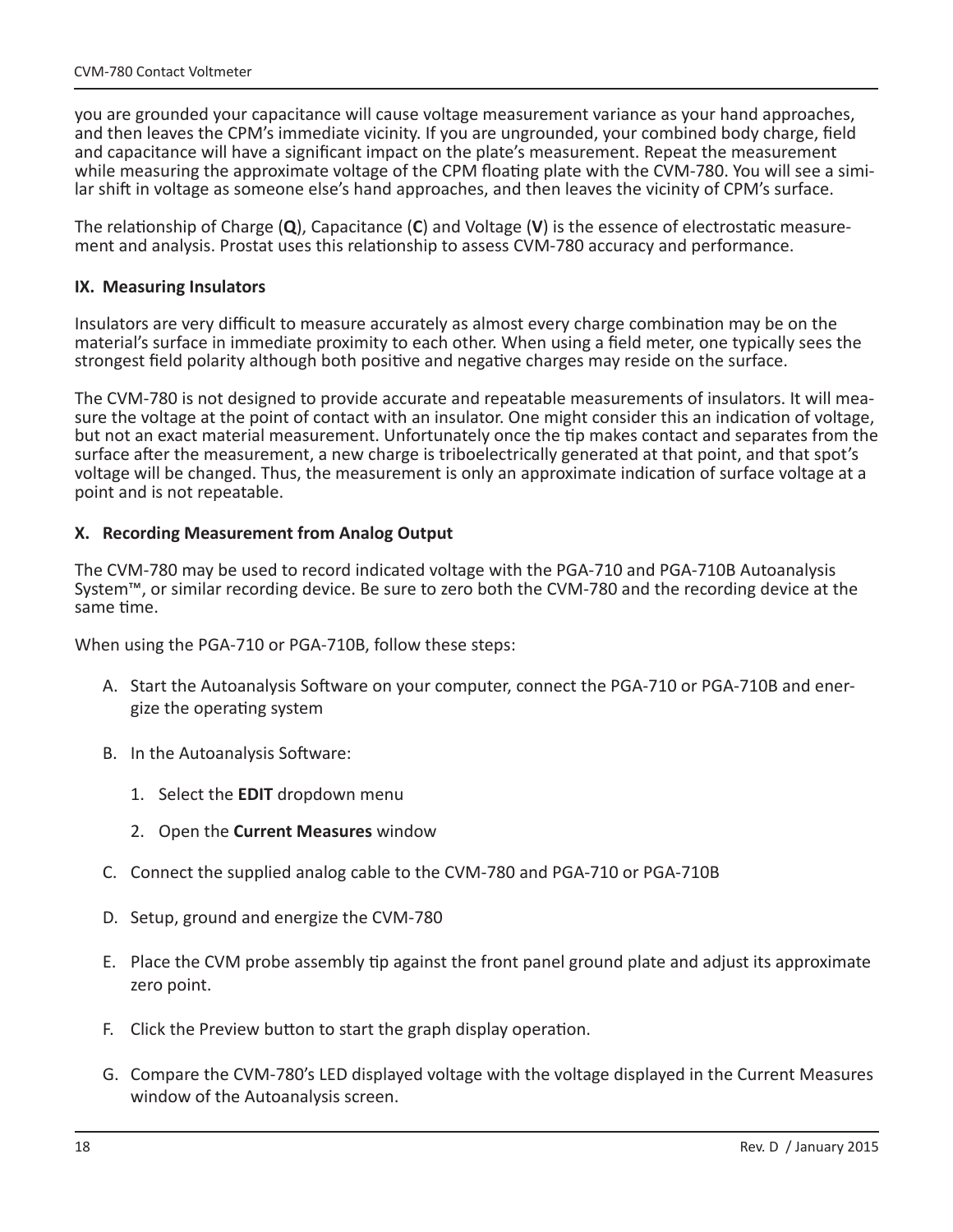you are grounded your capacitance will cause voltage measurement variance as your hand approaches, and then leaves the CPM's immediate vicinity. If you are ungrounded, your combined body charge, field and capacitance will have a significant impact on the plate's measurement. Repeat the measurement while measuring the approximate voltage of the CPM floating plate with the CVM-780. You will see a similar shift in voltage as someone else's hand approaches, and then leaves the vicinity of CPM's surface.

The relationship of Charge (**Q**), Capacitance (**C**) and Voltage (**V**) is the essence of electrostatic measurement and analysis. Prostat uses this relationship to assess CVM-780 accuracy and performance.

## IX. Measuring Insulators

Insulators are very difficult to measure accurately as almost every charge combination may be on the material's surface in immediate proximity to each other. When using a field meter, one typically sees the strongest field polarity although both positive and negative charges may reside on the surface.

The CVM-780 is not designed to provide accurate and repeatable measurements of insulators. It will measure the voltage at the point of contact with an insulator. One might consider this an indication of voltage, but not an exact material measurement. Unfortunately once the tip makes contact and separates from the surface after the measurement, a new charge is triboelectrically generated at that point, and that spot's voltage will be changed. Thus, the measurement is only an approximate indication of surface voltage at a point and is not repeatable.

## X. Recording Measurement from Analog Output

The CVM-780 may be used to record indicated voltage with the PGA-710 and PGA-710B Autoanalysis System™, or similar recording device. Be sure to zero both the CVM-780 and the recording device at the same time.

When using the PGA-710 or PGA-710B, follow these steps:

A. Start the Autoanalysis Software on your computer, connect the PGA-710 or PGA-710B and energize the operating system

B. In the Autoanalysis Software:

   1. Select the **EDIT** dropdown menu

   2. Open the **Current Measures** window

C. Connect the supplied analog cable to the CVM-780 and PGA-710 or PGA-710B

D. Setup, ground and energize the CVM-780

E. Place the CVM probe assembly tip against the front panel ground plate and adjust its approximate zero point.

F. Click the Preview button to start the graph display operation.

G. Compare the CVM-780's LED displayed voltage with the voltage displayed in the Current Measures window of the Autoanalysis screen.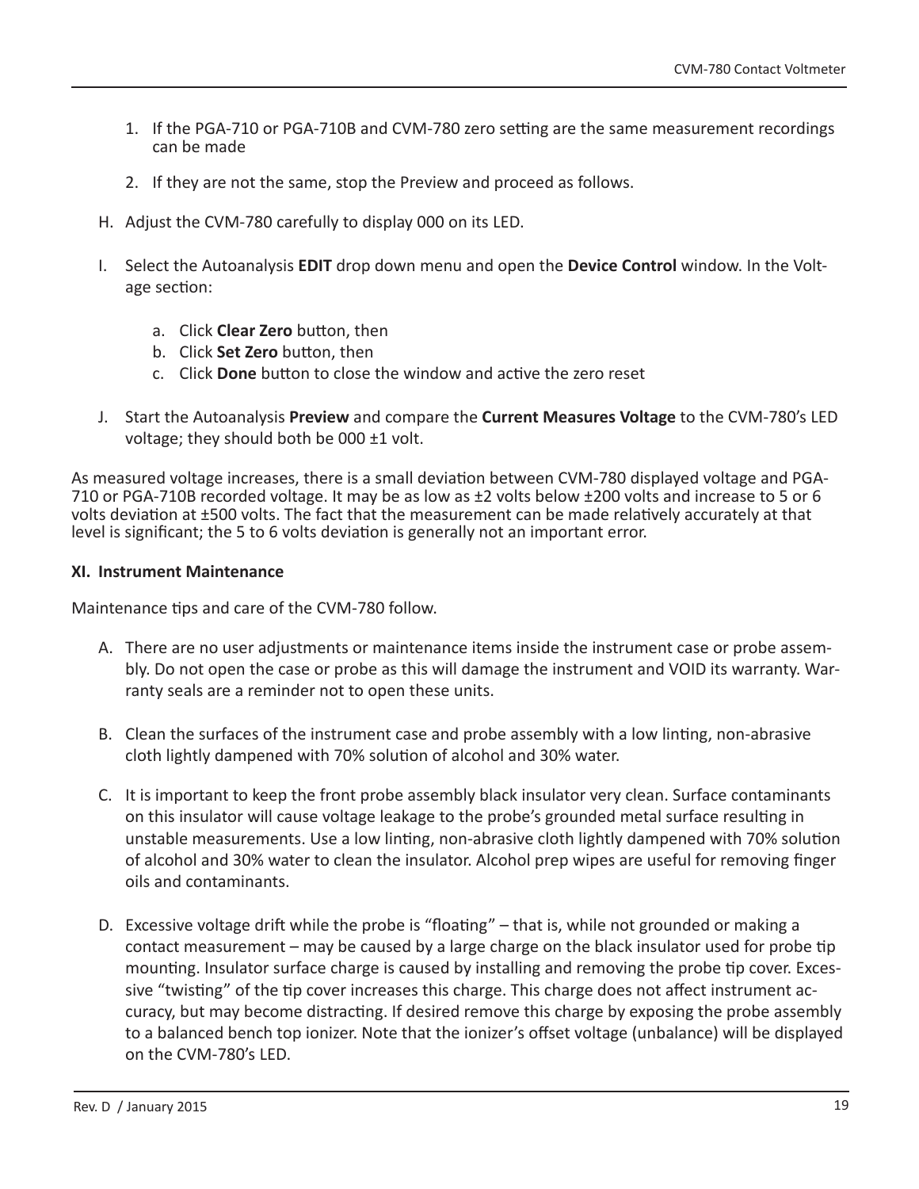1. If the PGA-710 or PGA-710B and CVM-780 zero setting are the same measurement recordings can be made

2. If they are not the same, stop the Preview and proceed as follows.

H. Adjust the CVM-780 carefully to display 000 on its LED.

I. Select the Autoanalysis **EDIT** drop down menu and open the **Device Control** window. In the Voltage section:

   a. Click **Clear Zero** button, then
   b. Click **Set Zero** button, then
   c. Click **Done** button to close the window and active the zero reset

J. Start the Autoanalysis **Preview** and compare the **Current Measures Voltage** to the CVM-780's LED voltage; they should both be 000 ±1 volt.

As measured voltage increases, there is a small deviation between CVM-780 displayed voltage and PGA-710 or PGA-710B recorded voltage. It may be as low as ±2 volts below ±200 volts and increase to 5 or 6 volts deviation at ±500 volts. The fact that the measurement can be made relatively accurately at that level is significant; the 5 to 6 volts deviation is generally not an important error.

## XI. Instrument Maintenance

Maintenance tips and care of the CVM-780 follow.

A. There are no user adjustments or maintenance items inside the instrument case or probe assembly. Do not open the case or probe as this will damage the instrument and VOID its warranty. Warranty seals are a reminder not to open these units.

B. Clean the surfaces of the instrument case and probe assembly with a low linting, non-abrasive cloth lightly dampened with 70% solution of alcohol and 30% water.

C. It is important to keep the front probe assembly black insulator very clean. Surface contaminants on this insulator will cause voltage leakage to the probe's grounded metal surface resulting in unstable measurements. Use a low linting, non-abrasive cloth lightly dampened with 70% solution of alcohol and 30% water to clean the insulator. Alcohol prep wipes are useful for removing finger oils and contaminants.

D. Excessive voltage drift while the probe is "floating" – that is, while not grounded or making a contact measurement – may be caused by a large charge on the black insulator used for probe tip mounting. Insulator surface charge is caused by installing and removing the probe tip cover. Excessive "twisting" of the tip cover increases this charge. This charge does not affect instrument accuracy, but may become distracting. If desired remove this charge by exposing the probe assembly to a balanced bench top ionizer. Note that the ionizer's offset voltage (unbalance) will be displayed on the CVM-780's LED.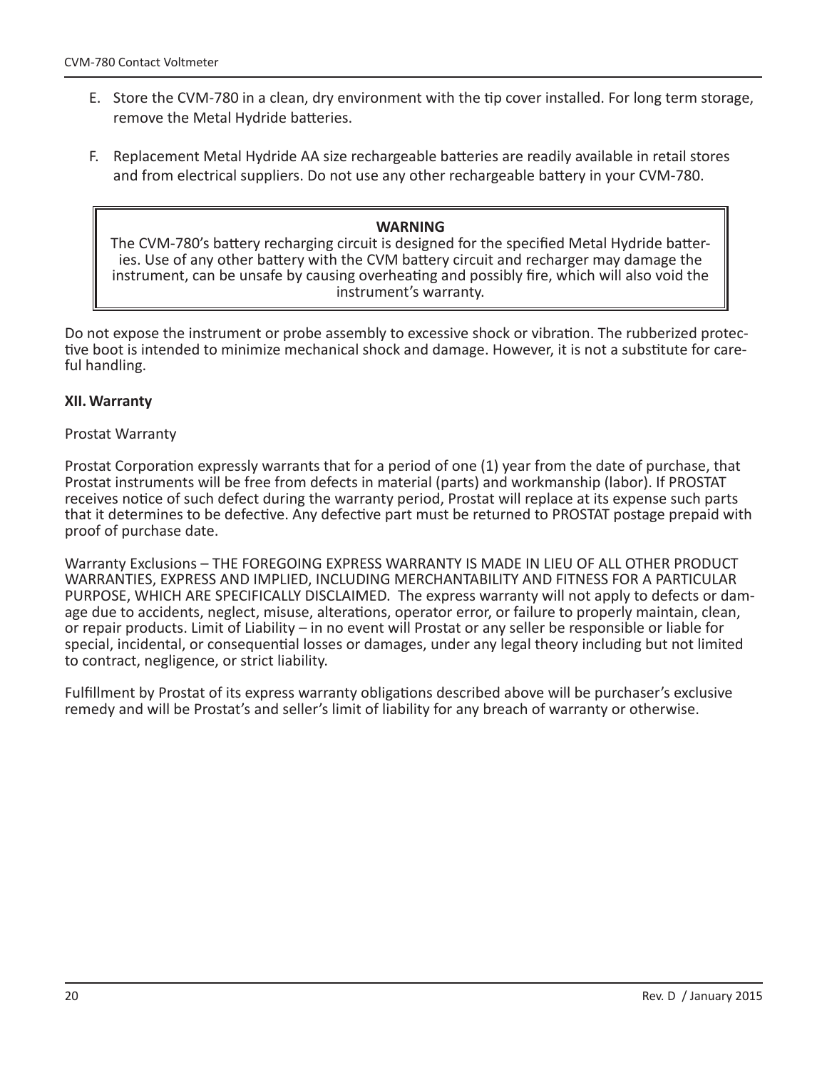E. Store the CVM-780 in a clean, dry environment with the tip cover installed. For long term storage, remove the Metal Hydride batteries.

F. Replacement Metal Hydride AA size rechargeable batteries are readily available in retail stores and from electrical suppliers. Do not use any other rechargeable battery in your CVM-780.

> **WARNING**
>
> The CVM-780's battery recharging circuit is designed for the specified Metal Hydride batteries. Use of any other battery with the CVM battery circuit and recharger may damage the instrument, can be unsafe by causing overheating and possibly fire, which will also void the instrument's warranty.

Do not expose the instrument or probe assembly to excessive shock or vibration. The rubberized protective boot is intended to minimize mechanical shock and damage. However, it is not a substitute for careful handling.

## XII. Warranty

Prostat Warranty

Prostat Corporation expressly warrants that for a period of one (1) year from the date of purchase, that Prostat instruments will be free from defects in material (parts) and workmanship (labor). If PROSTAT receives notice of such defect during the warranty period, Prostat will replace at its expense such parts that it determines to be defective. Any defective part must be returned to PROSTAT postage prepaid with proof of purchase date.

Warranty Exclusions – THE FOREGOING EXPRESS WARRANTY IS MADE IN LIEU OF ALL OTHER PRODUCT WARRANTIES, EXPRESS AND IMPLIED, INCLUDING MERCHANTABILITY AND FITNESS FOR A PARTICULAR PURPOSE, WHICH ARE SPECIFICALLY DISCLAIMED. The express warranty will not apply to defects or damage due to accidents, neglect, misuse, alterations, operator error, or failure to properly maintain, clean, or repair products. Limit of Liability – in no event will Prostat or any seller be responsible or liable for special, incidental, or consequential losses or damages, under any legal theory including but not limited to contract, negligence, or strict liability.

Fulfillment by Prostat of its express warranty obligations described above will be purchaser's exclusive remedy and will be Prostat's and seller's limit of liability for any breach of warranty or otherwise.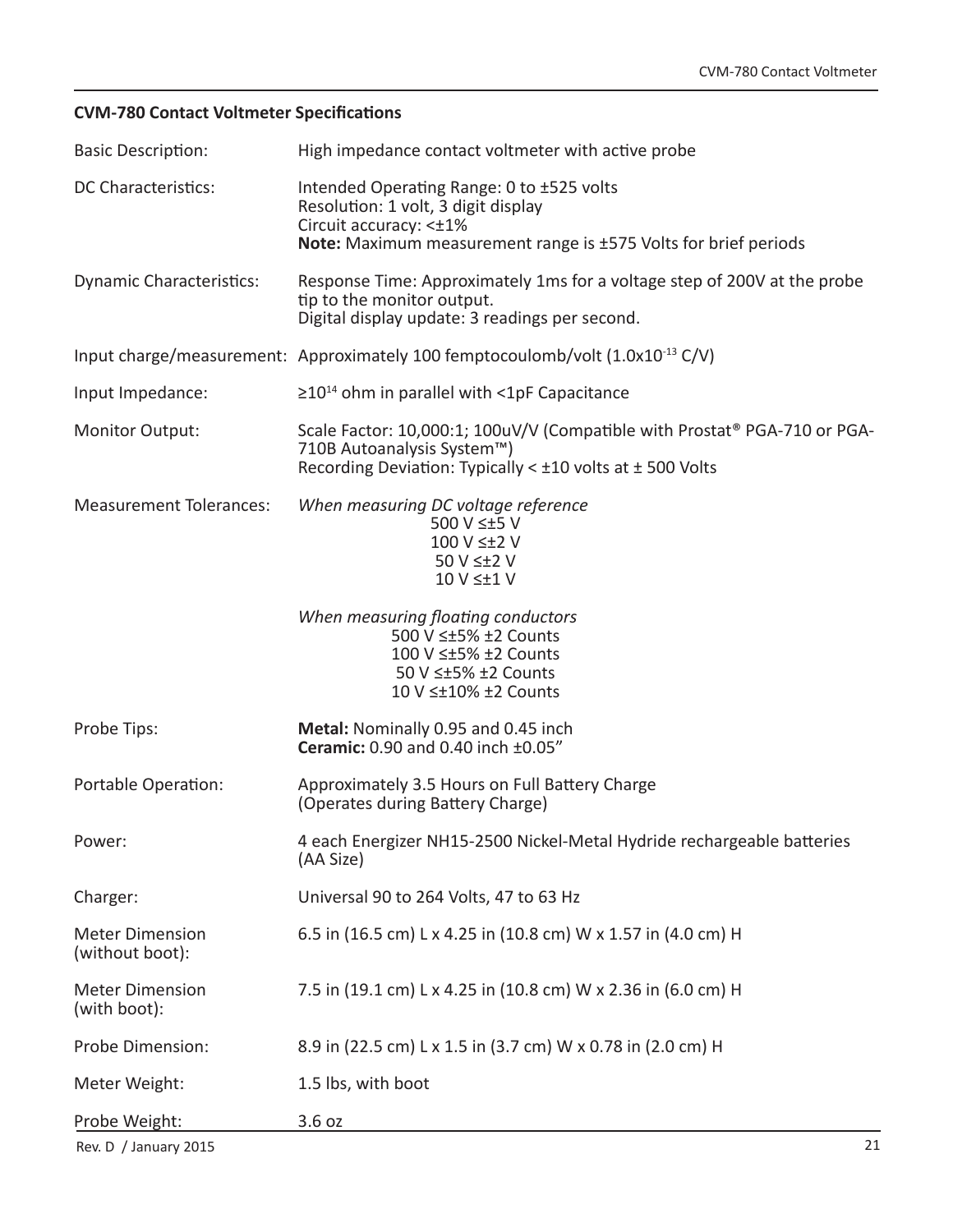## CVM-780 Contact Voltmeter Specifications

| | |
|---|---|
| Basic Description: | High impedance contact voltmeter with active probe |
| DC Characteristics: | Intended Operating Range: 0 to ±525 volts<br>Resolution: 1 volt, 3 digit display<br>Circuit accuracy: <±1%<br>**Note:** Maximum measurement range is ±575 Volts for brief periods |
| Dynamic Characteristics: | Response Time: Approximately 1ms for a voltage step of 200V at the probe tip to the monitor output.<br>Digital display update: 3 readings per second. |
| Input charge/measurement: | Approximately 100 femptocoulomb/volt ($1.0x10^{-13}$ C/V) |
| Input Impedance: | ≥$10^{14}$ ohm in parallel with <1pF Capacitance |
| Monitor Output: | Scale Factor: 10,000:1; 100uV/V (Compatible with Prostat® PGA-710 or PGA-710B Autoanalysis System™)<br>Recording Deviation: Typically < ±10 volts at ± 500 Volts |
| Measurement Tolerances: | *When measuring DC voltage reference*<br>500 V ≤±5 V<br>100 V ≤±2 V<br>50 V ≤±2 V<br>10 V ≤±1 V<br><br>*When measuring floating conductors*<br>500 V ≤±5% ±2 Counts<br>100 V ≤±5% ±2 Counts<br>50 V ≤±5% ±2 Counts<br>10 V ≤±10% ±2 Counts |
| Probe Tips: | **Metal:** Nominally 0.95 and 0.45 inch<br>**Ceramic:** 0.90 and 0.40 inch ±0.05" |
| Portable Operation: | Approximately 3.5 Hours on Full Battery Charge<br>(Operates during Battery Charge) |
| Power: | 4 each Energizer NH15-2500 Nickel-Metal Hydride rechargeable batteries (AA Size) |
| Charger: | Universal 90 to 264 Volts, 47 to 63 Hz |
| Meter Dimension (without boot): | 6.5 in (16.5 cm) L x 4.25 in (10.8 cm) W x 1.57 in (4.0 cm) H |
| Meter Dimension (with boot): | 7.5 in (19.1 cm) L x 4.25 in (10.8 cm) W x 2.36 in (6.0 cm) H |
| Probe Dimension: | 8.9 in (22.5 cm) L x 1.5 in (3.7 cm) W x 0.78 in (2.0 cm) H |
| Meter Weight: | 1.5 lbs, with boot |
| Probe Weight: | 3.6 oz |

Rev. D / January 2015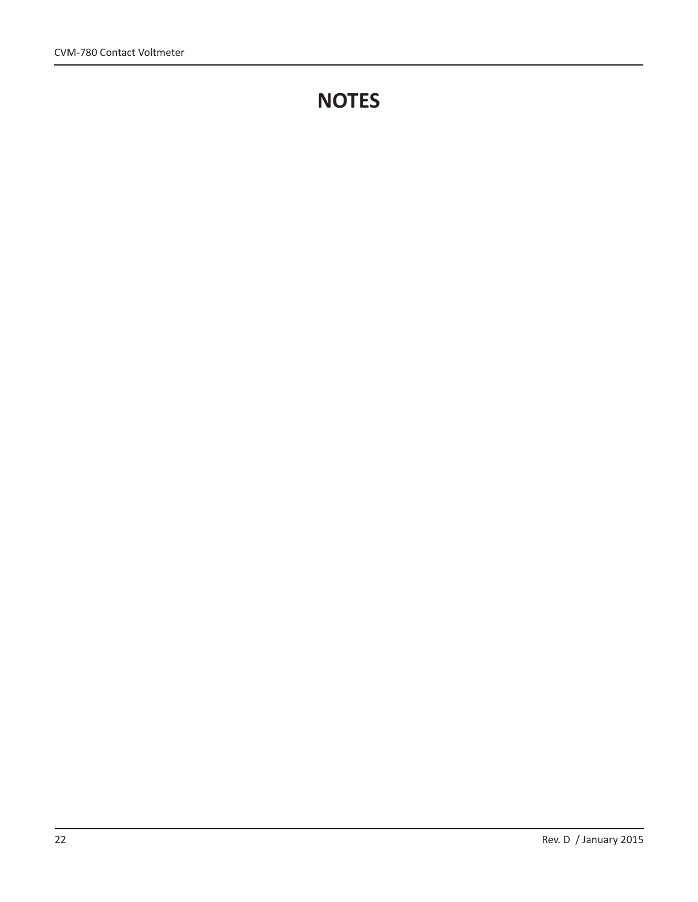# NOTES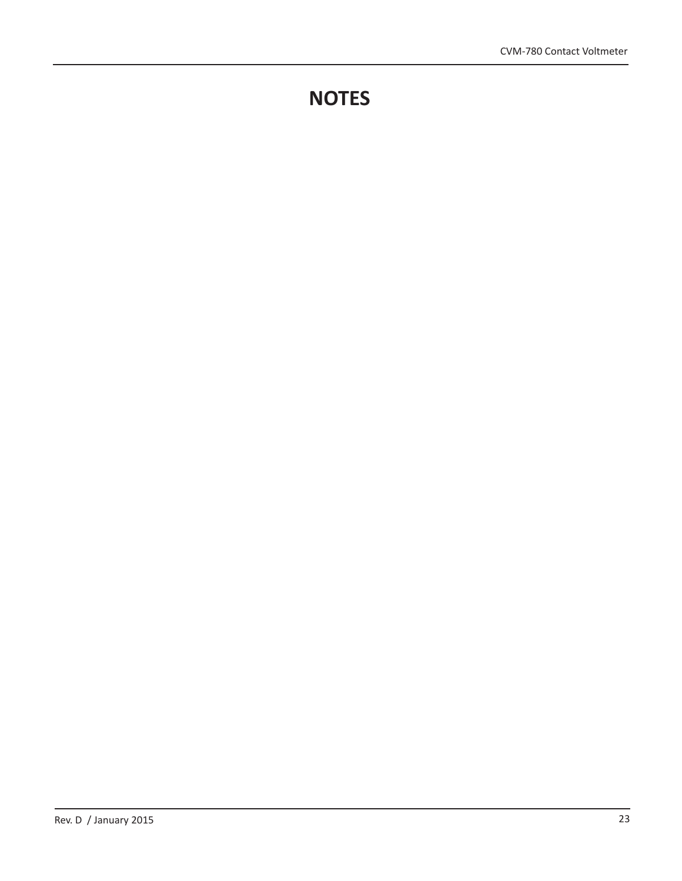# NOTES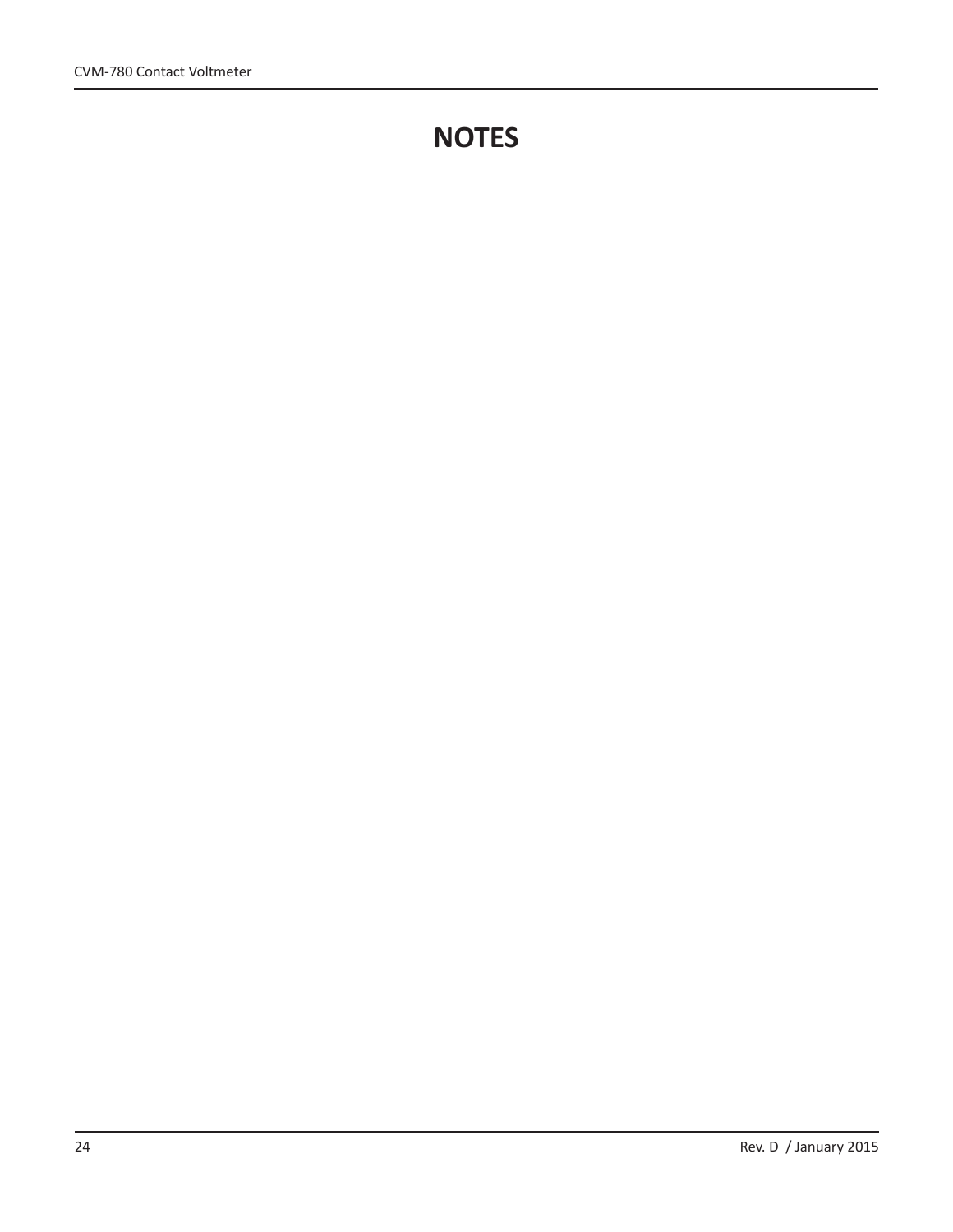# NOTES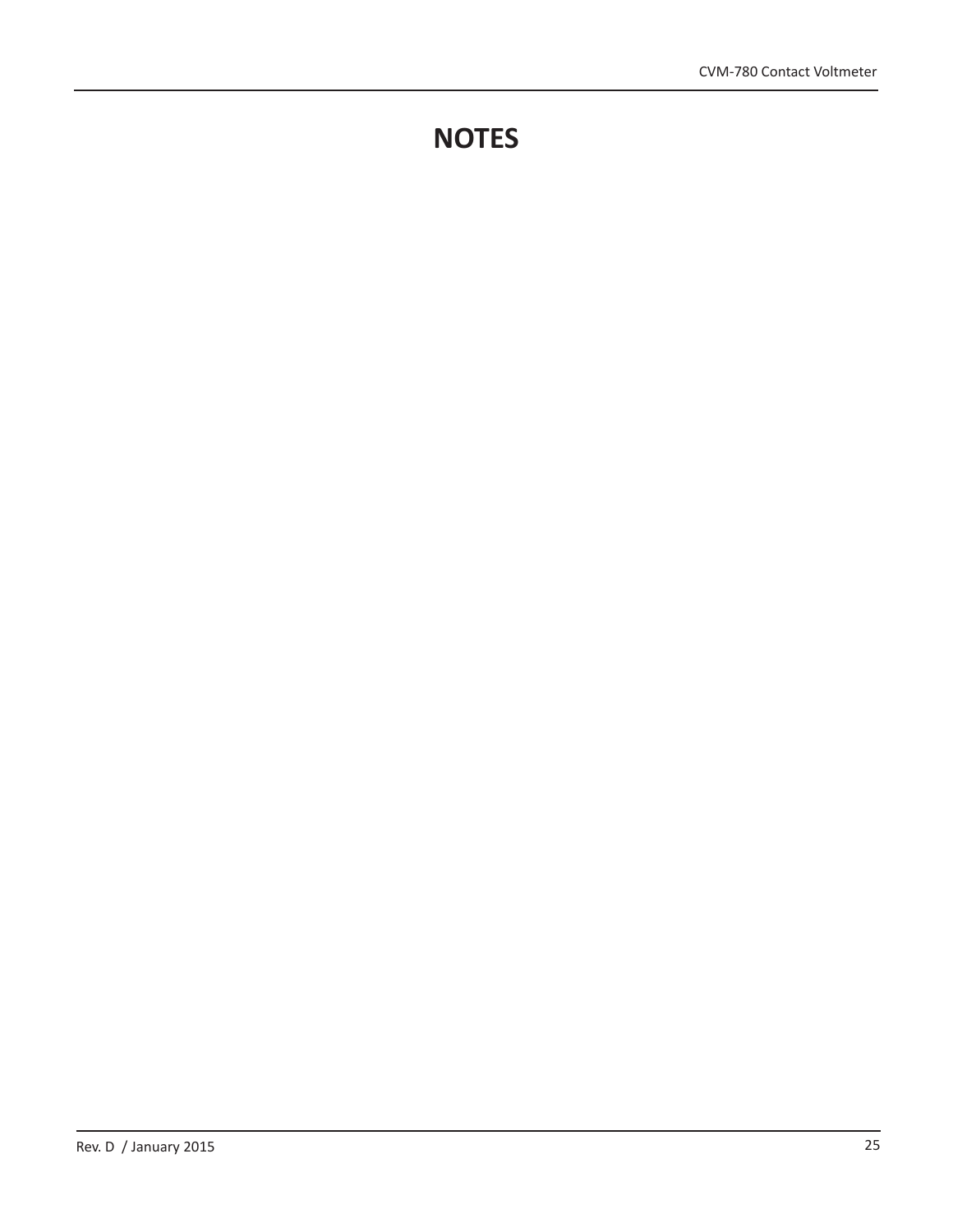# NOTES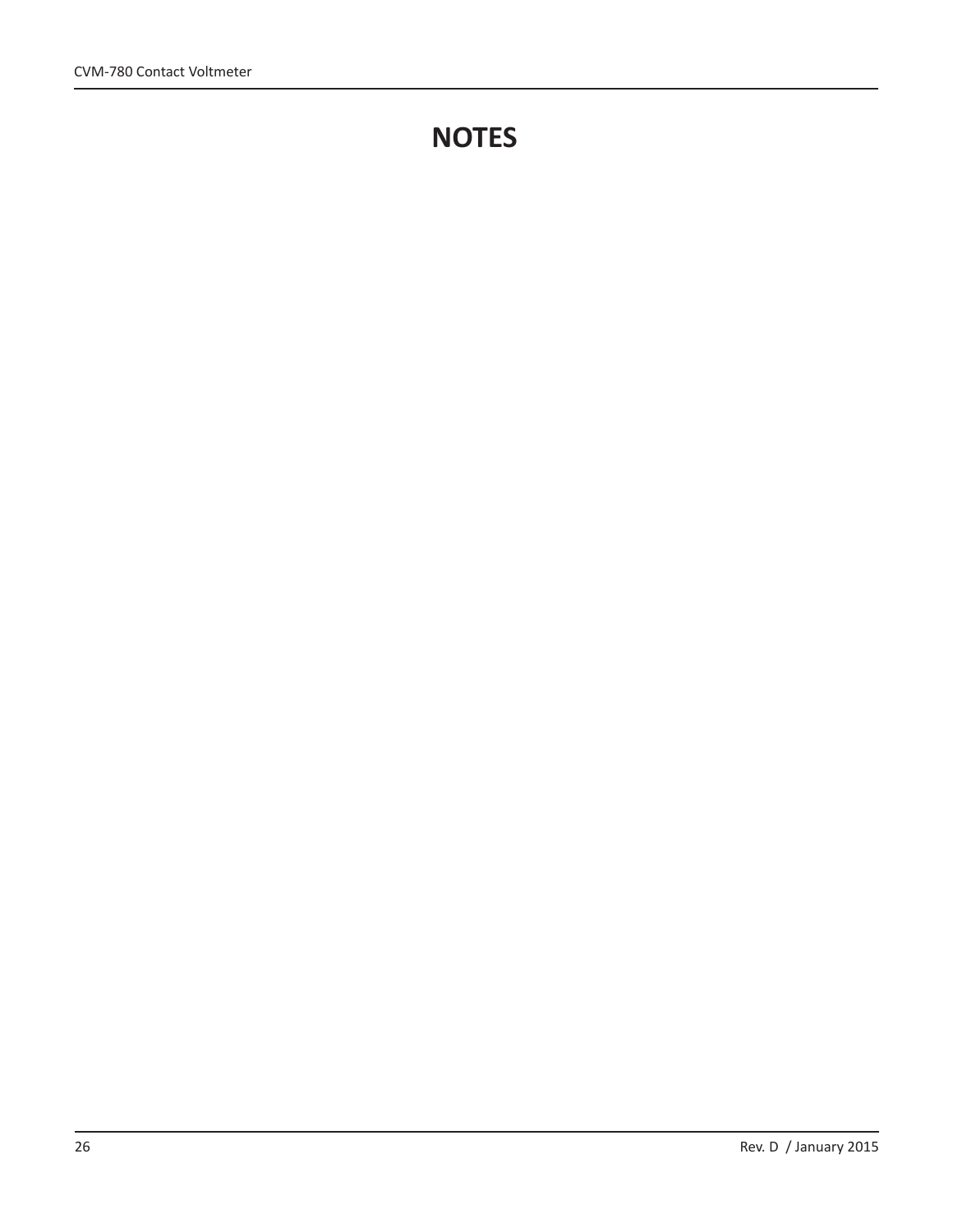# NOTES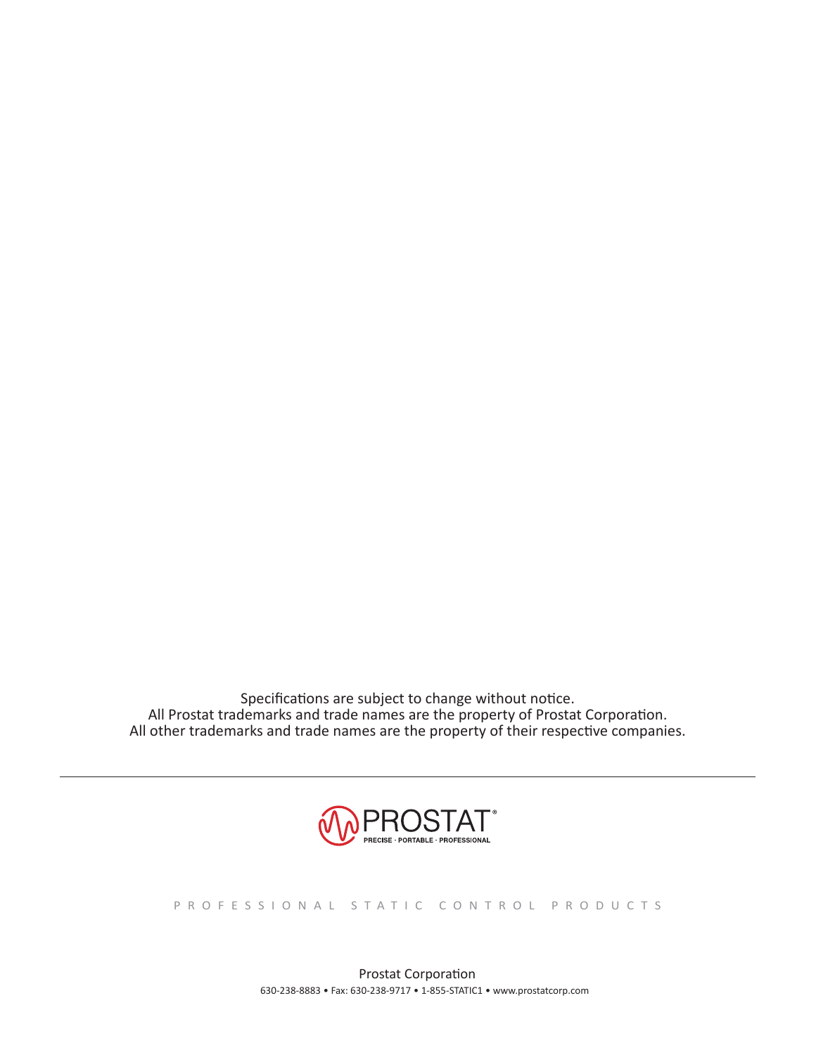Specifications are subject to change without notice.
All Prostat trademarks and trade names are the property of Prostat Corporation.
All other trademarks and trade names are the property of their respective companies.

---

PROSTAT®
PRECISE · PORTABLE · PROFESSIONAL

PROFESSIONAL STATIC CONTROL PRODUCTS

Prostat Corporation
630-238-8883 • Fax: 630-238-9717 • 1-855-STATIC1 • www.prostatcorp.com